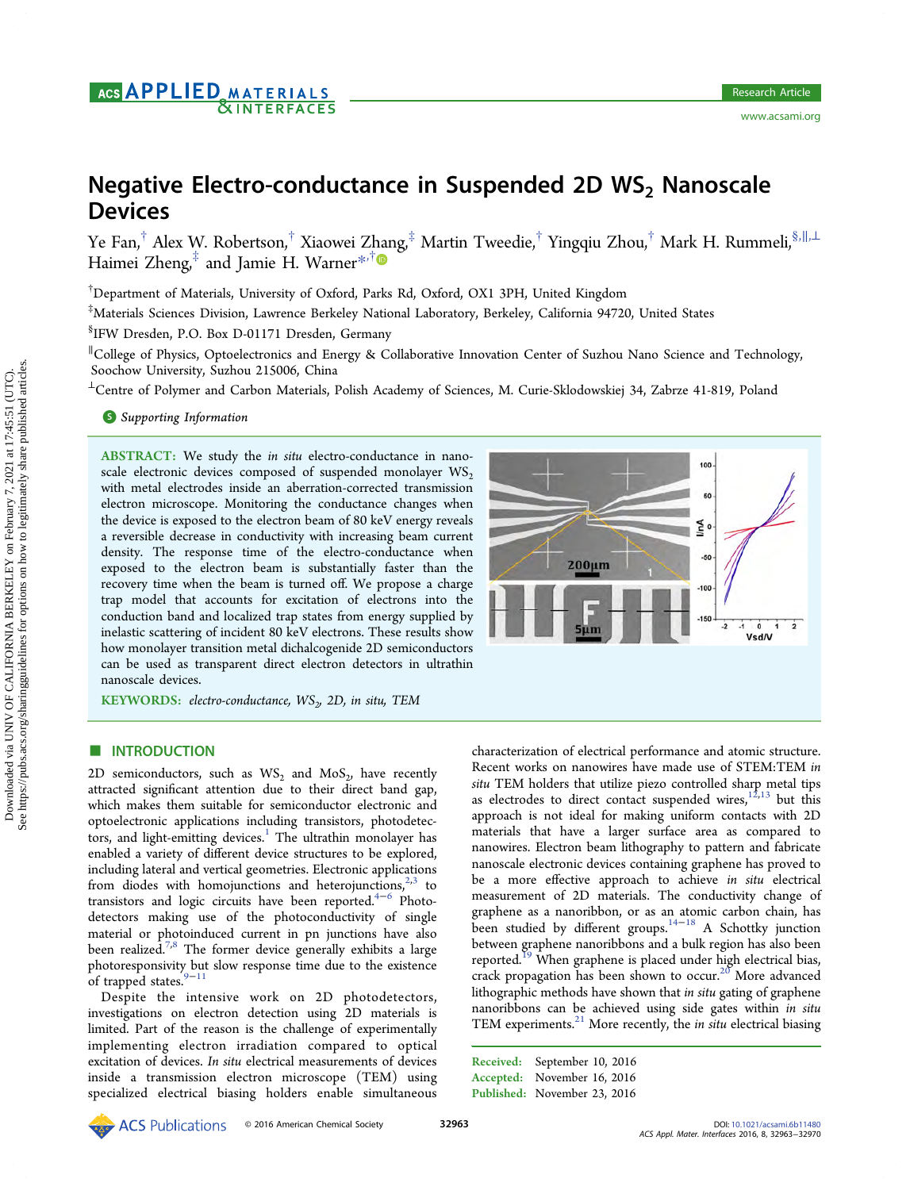# Negative Electro-conductance in Suspended 2D $WS_2$ Nanoscale Devices

Ye Fan,[†] Alex W. Robertson,[†] Xiaowei Zhang,[‡] Martin Tweedie,[†] Yingqiu Zhou,[†] Mark H. Rummeli,[§,∥,⊥] Haimei Zheng,[‡] and Jamie H. Warner*[,†]

[†]Department of Materials, University of Oxford, Parks Rd, Oxford, OX1 3PH, United Kingdom

[‡]Materials Sciences Division, Lawrence Berkeley National Laboratory, Berkeley, California 94720, United States

[§]IFW Dresden, P.O. Box D-01171 Dresden, Germany

[∥]College of Physics, Optoelectronics and Energy & Collaborative Innovation Center of Suzhou Nano Science and Technology, Soochow University, Suzhou 215006, China

[⊥]Centre of Polymer and Carbon Materials, Polish Academy of Sciences, M. Curie-Sklodowskiej 34, Zabrze 41-819, Poland

*Supporting Information*

**ABSTRACT:** We study the *in situ* electro-conductance in nanoscale electronic devices composed of suspended monolayer $WS_2$ with metal electrodes inside an aberration-corrected transmission electron microscope. Monitoring the conductance changes when the device is exposed to the electron beam of 80 keV energy reveals a reversible decrease in conductivity with increasing beam current density. The response time of the electro-conductance when exposed to the electron beam is substantially faster than the recovery time when the beam is turned off. We propose a charge trap model that accounts for excitation of electrons into the conduction band and localized trap states from energy supplied by inelastic scattering of incident 80 keV electrons. These results show how monolayer transition metal dichalcogenide 2D semiconductors can be used as transparent direct electron detectors in ultrathin nanoscale devices.

**KEYWORDS:** *electro-conductance, $WS_2$, 2D, in situ, TEM*

## INTRODUCTION

2D semiconductors, such as $WS_2$ and $MoS_2$, have recently attracted significant attention due to their direct band gap, which makes them suitable for semiconductor electronic and optoelectronic applications including transistors, photodetectors, and light-emitting devices.[1] The ultrathin monolayer has enabled a variety of different device structures to be explored, including lateral and vertical geometries. Electronic applications from diodes with homojunctions and heterojunctions,[2,3] to transistors and logic circuits have been reported.[4−6] Photodetectors making use of the photoconductivity of single material or photoinduced current in pn junctions have also been realized.[7,8] The former device generally exhibits a large photoresponsivity but slow response time due to the existence of trapped states.[9−11]

Despite the intensive work on 2D photodetectors, investigations on electron detection using 2D materials is limited. Part of the reason is the challenge of experimentally implementing electron irradiation compared to optical excitation of devices. *In situ* electrical measurements of devices inside a transmission electron microscope (TEM) using specialized electrical biasing holders enable simultaneous characterization of electrical performance and atomic structure. Recent works on nanowires have made use of STEM:TEM *in situ* TEM holders that utilize piezo controlled sharp metal tips as electrodes to direct contact suspended wires,[12,13] but this approach is not ideal for making uniform contacts with 2D materials that have a larger surface area as compared to nanowires. Electron beam lithography to pattern and fabricate nanoscale electronic devices containing graphene has proved to be a more effective approach to achieve *in situ* electrical measurement of 2D materials. The conductivity change of graphene as a nanoribbon, or as an atomic carbon chain, has been studied by different groups.[14−18] A Schottky junction between graphene nanoribbons and a bulk region has also been reported.[19] When graphene is placed under high electrical bias, crack propagation has been shown to occur.[20] More advanced lithographic methods have shown that *in situ* gating of graphene nanoribbons can be achieved using side gates within *in situ* TEM experiments.[21] More recently, the *in situ* electrical biasing

Received: September 10, 2016
Accepted: November 16, 2016
Published: November 23, 2016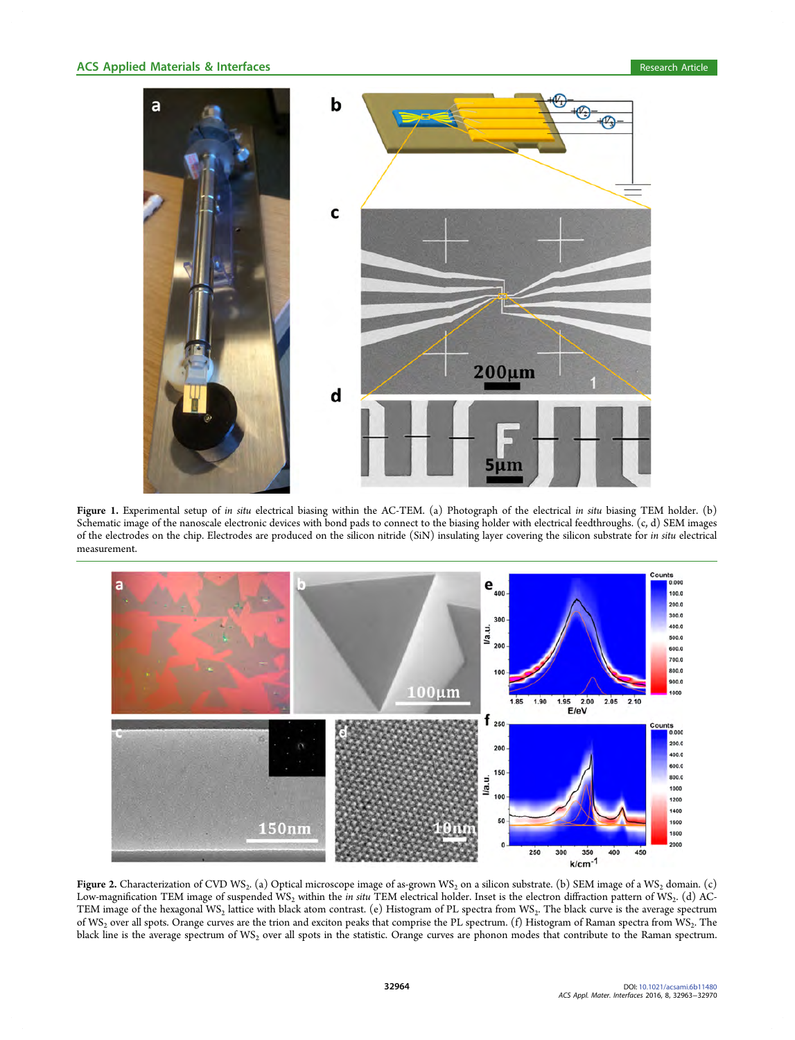**Figure 1.** Experimental setup of *in situ* electrical biasing within the AC-TEM. (a) Photograph of the electrical *in situ* biasing TEM holder. (b) Schematic image of the nanoscale electronic devices with bond pads to connect to the biasing holder with electrical feedthroughs. (c, d) SEM images of the electrodes on the chip. Electrodes are produced on the silicon nitride (SiN) insulating layer covering the silicon substrate for *in situ* electrical measurement.

**Figure 2.** Characterization of CVD $WS_2$. (a) Optical microscope image of as-grown $WS_2$ on a silicon substrate. (b) SEM image of a $WS_2$ domain. (c) Low-magnification TEM image of suspended $WS_2$ within the *in situ* TEM electrical holder. Inset is the electron diffraction pattern of $WS_2$. (d) AC-TEM image of the hexagonal $WS_2$ lattice with black atom contrast. (e) Histogram of PL spectra from $WS_2$. The black curve is the average spectrum of $WS_2$ over all spots. Orange curves are the trion and exciton peaks that comprise the PL spectrum. (f) Histogram of Raman spectra from $WS_2$. The black line is the average spectrum of $WS_2$ over all spots in the statistic. Orange curves are phonon modes that contribute to the Raman spectrum.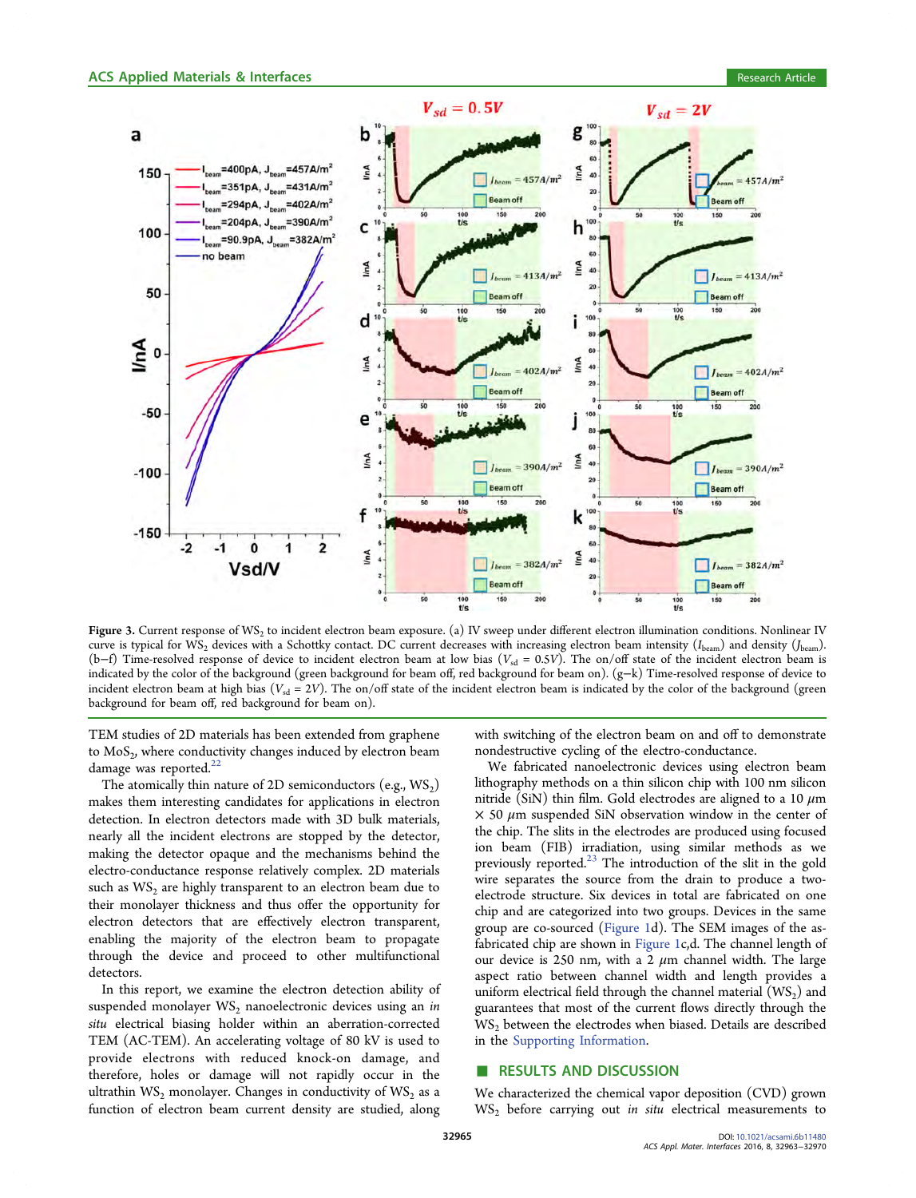Figure 3. Current response of $WS_2$ to incident electron beam exposure. (a) IV sweep under different electron illumination conditions. Nonlinear IV curve is typical for $WS_2$ devices with a Schottky contact. DC current decreases with increasing electron beam intensity ($I_{beam}$) and density ($J_{beam}$). (b–f) Time-resolved response of device to incident electron beam at low bias ($V_{sd}$ = 0.5V). The on/off state of the incident electron beam is indicated by the color of the background (green background for beam off, red background for beam on). (g–k) Time-resolved response of device to incident electron beam at high bias ($V_{sd}$ = 2V). The on/off state of the incident electron beam is indicated by the color of the background (green background for beam off, red background for beam on).

TEM studies of 2D materials has been extended from graphene to $MoS_2$, where conductivity changes induced by electron beam damage was reported.[22]

The atomically thin nature of 2D semiconductors (e.g., $WS_2$) makes them interesting candidates for applications in electron detection. In electron detectors made with 3D bulk materials, nearly all the incident electrons are stopped by the detector, making the detector opaque and the mechanisms behind the electro-conductance response relatively complex. 2D materials such as $WS_2$ are highly transparent to an electron beam due to their monolayer thickness and thus offer the opportunity for electron detectors that are effectively electron transparent, enabling the majority of the electron beam to propagate through the device and proceed to other multifunctional detectors.

In this report, we examine the electron detection ability of suspended monolayer $WS_2$ nanoelectronic devices using an *in situ* electrical biasing holder within an aberration-corrected TEM (AC-TEM). An accelerating voltage of 80 kV is used to provide electrons with reduced knock-on damage, and therefore, holes or damage will not rapidly occur in the ultrathin $WS_2$ monolayer. Changes in conductivity of $WS_2$ as a function of electron beam current density are studied, along with switching of the electron beam on and off to demonstrate nondestructive cycling of the electro-conductance.

We fabricated nanoelectronic devices using electron beam lithography methods on a thin silicon chip with 100 nm silicon nitride (SiN) thin film. Gold electrodes are aligned to a 10 $\mu$m × 50 $\mu$m suspended SiN observation window in the center of the chip. The slits in the electrodes are produced using focused ion beam (FIB) irradiation, using similar methods as we previously reported.[23] The introduction of the slit in the gold wire separates the source from the drain to produce a two-electrode structure. Six devices in total are fabricated on one chip and are categorized into two groups. Devices in the same group are co-sourced (Figure 1d). The SEM images of the as-fabricated chip are shown in Figure 1c,d. The channel length of our device is 250 nm, with a 2 $\mu$m channel width. The large aspect ratio between channel width and length provides a uniform electrical field through the channel material ($WS_2$) and guarantees that most of the current flows directly through the $WS_2$ between the electrodes when biased. Details are described in the Supporting Information.

## RESULTS AND DISCUSSION

We characterized the chemical vapor deposition (CVD) grown $WS_2$ before carrying out *in situ* electrical measurements to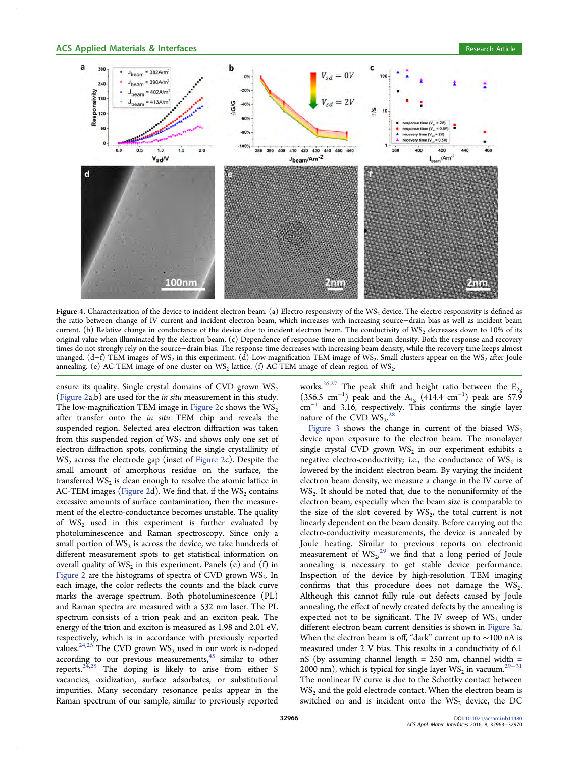Figure 4. Characterization of the device to incident electron beam. (a) Electro-responsivity of the $WS_2$ device. The electro-responsivity is defined as the ratio between change of IV current and incident electron beam, which increases with increasing source−drain bias as well as incident beam current. (b) Relative change in conductance of the device due to incident electron beam. The conductivity of $WS_2$ decreases down to 10% of its original value when illuminated by the electron beam. (c) Dependence of response time on incident beam density. Both the response and recovery times do not strongly rely on the source−drain bias. The response time decreases with increasing beam density, while the recovery time keeps almost unanged. (d−f) TEM images of $WS_2$ in this experiment. (d) Low-magnification TEM image of $WS_2$. Small clusters appear on the $WS_2$ after Joule annealing. (e) AC-TEM image of one cluster on $WS_2$ lattice. (f) AC-TEM image of clean region of $WS_2$.

ensure its quality. Single crystal domains of CVD grown $WS_2$ (Figure 2a,b) are used for the *in situ* measurement in this study. The low-magnification TEM image in Figure 2c shows the $WS_2$ after transfer onto the *in situ* TEM chip and reveals the suspended region. Selected area electron diffraction was taken from this suspended region of $WS_2$ and shows only one set of electron diffraction spots, confirming the single crystallinity of $WS_2$ across the electrode gap (inset of Figure 2c). Despite the small amount of amorphous residue on the surface, the transferred $WS_2$ is clean enough to resolve the atomic lattice in AC-TEM images (Figure 2d). We find that, if the $WS_2$ contains excessive amounts of surface contamination, then the measurement of the electro-conductance becomes unstable. The quality of $WS_2$ used in this experiment is further evaluated by photoluminescence and Raman spectroscopy. Since only a small portion of $WS_2$ is across the device, we take hundreds of different measurement spots to get statistical information on overall quality of $WS_2$ in this experiment. Panels (e) and (f) in Figure 2 are the histograms of spectra of CVD grown $WS_2$. In each image, the color reflects the counts and the black curve marks the average spectrum. Both photoluminescence (PL) and Raman spectra are measured with a 532 nm laser. The PL spectrum consists of a trion peak and an exciton peak. The energy of the trion and exciton is measured as 1.98 and 2.01 eV, respectively, which is in accordance with previously reported values.[24,25] The CVD grown $WS_2$ used in our work is n-doped according to our previous measurements,[45] similar to other reports.[24,25] The doping is likely to arise from either S vacancies, oxidization, surface adsorbates, or substitutional impurities. Many secondary resonance peaks appear in the Raman spectrum of our sample, similar to previously reported works.[26,27] The peak shift and height ratio between the $E_{2g}$ (356.5 $cm^{-1}$) peak and the $A_{1g}$ (414.4 $cm^{-1}$) peak are 57.9 $cm^{-1}$ and 3.16, respectively. This confirms the single layer nature of the CVD $WS_2$.[28]

Figure 3 shows the change in current of the biased $WS_2$ device upon exposure to the electron beam. The monolayer single crystal CVD grown $WS_2$ in our experiment exhibits a negative electro-conductivity; i.e., the conductance of $WS_2$ is lowered by the incident electron beam. By varying the incident electron beam density, we measure a change in the IV curve of $WS_2$. It should be noted that, due to the nonuniformity of the electron beam, especially when the beam size is comparable to the size of the slot covered by $WS_2$, the total current is not linearly dependent on the beam density. Before carrying out the electro-conductivity measurements, the device is annealed by Joule heating. Similar to previous reports on electronic measurement of $WS_2$,[29] we find that a long period of Joule annealing is necessary to get stable device performance. Inspection of the device by high-resolution TEM imaging confirms that this procedure does not damage the $WS_2$. Although this cannot fully rule out defects caused by Joule annealing, the effect of newly created defects by the annealing is expected not to be significant. The IV sweep of $WS_2$ under different electron beam current densities is shown in Figure 3a. When the electron beam is off, "dark" current up to ~100 nA is measured under 2 V bias. This results in a conductivity of 6.1 nS (by assuming channel length = 250 nm, channel width = 2000 nm), which is typical for single layer $WS_2$ in vacuum.[29−31] The nonlinear IV curve is due to the Schottky contact between $WS_2$ and the gold electrode contact. When the electron beam is switched on and is incident onto the $WS_2$ device, the DC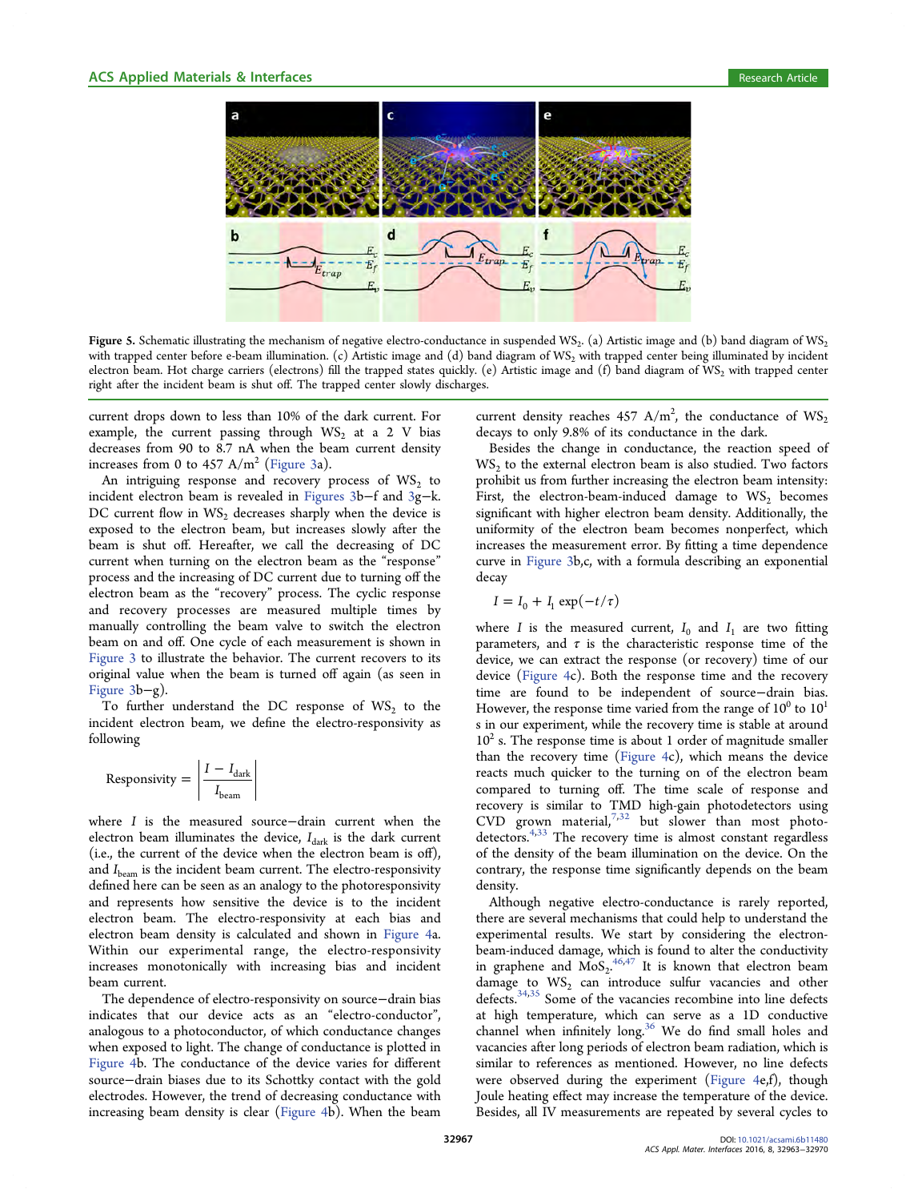Figure 5. Schematic illustrating the mechanism of negative electro-conductance in suspended $WS_2$. (a) Artistic image and (b) band diagram of $WS_2$ with trapped center before e-beam illumination. (c) Artistic image and (d) band diagram of $WS_2$ with trapped center being illuminated by incident electron beam. Hot charge carriers (electrons) fill the trapped states quickly. (e) Artistic image and (f) band diagram of $WS_2$ with trapped center right after the incident beam is shut off. The trapped center slowly discharges.

current drops down to less than 10% of the dark current. For example, the current passing through $WS_2$ at a 2 V bias decreases from 90 to 8.7 nA when the beam current density increases from 0 to 457 A/m$^2$ (Figure 3a).

An intriguing response and recovery process of $WS_2$ to incident electron beam is revealed in Figures 3b−f and 3g−k. DC current flow in $WS_2$ decreases sharply when the device is exposed to the electron beam, but increases slowly after the beam is shut off. Hereafter, we call the decreasing of DC current when turning on the electron beam as the "response" process and the increasing of DC current due to turning off the electron beam as the "recovery" process. The cyclic response and recovery processes are measured multiple times by manually controlling the beam valve to switch the electron beam on and off. One cycle of each measurement is shown in Figure 3 to illustrate the behavior. The current recovers to its original value when the beam is turned off again (as seen in Figure 3b−g).

To further understand the DC response of $WS_2$ to the incident electron beam, we define the electro-responsivity as following

$$\text{Responsivity} = \left| \frac{I - I_{\text{dark}}}{I_{\text{beam}}} \right|$$

where $I$ is the measured source−drain current when the electron beam illuminates the device, $I_{dark}$ is the dark current (i.e., the current of the device when the electron beam is off), and $I_{beam}$ is the incident beam current. The electro-responsivity defined here can be seen as an analogy to the photoresponsivity and represents how sensitive the device is to the incident electron beam. The electro-responsivity at each bias and electron beam density is calculated and shown in Figure 4a. Within our experimental range, the electro-responsivity increases monotonically with increasing bias and incident electron beam current.

The dependence of electro-responsivity on source−drain bias indicates that our device acts as an "electro-conductor", analogous to a photoconductor, of which conductance changes when exposed to light. The change of conductance is plotted in Figure 4b. The conductance of the device varies for different source−drain biases due to its Schottky contact with the gold electrodes. However, the trend of decreasing conductance with increasing beam density is clear (Figure 4b). When the beam current density reaches 457 A/m$^2$, the conductance of $WS_2$ decays to only 9.8% of its conductance in the dark.

Besides the change in conductance, the reaction speed of $WS_2$ to the external electron beam is also studied. Two factors prohibit us from further increasing the electron beam intensity: First, the electron-beam-induced damage to $WS_2$ becomes significant with higher electron beam density. Additionally, the uniformity of the electron beam becomes nonperfect, which increases the measurement error. By fitting a time dependence curve in Figure 3b,c, with a formula describing an exponential decay

$$I = I_0 + I_1 \exp(-t/\tau)$$

where $I$ is the measured current, $I_0$ and $I_1$ are two fitting parameters, and $\tau$ is the characteristic response time of the device, we can extract the response (or recovery) time of our device (Figure 4c). Both the response time and the recovery time are found to be independent of source−drain bias. However, the response time varied from the range of $10^0$ to $10^1$ s in our experiment, while the recovery time is stable at around $10^2$ s. The response time is about 1 order of magnitude smaller than the recovery time (Figure 4c), which means the device reacts much quicker to the turning on of the electron beam compared to turning off. The time scale of response and recovery is similar to TMD high-gain photodetectors using CVD grown material,[7,32] but slower than most photodetectors.[4,33] The recovery time is almost constant regardless of the density of the beam illumination on the device. On the contrary, the response time significantly depends on the beam density.

Although negative electro-conductance is rarely reported, there are several mechanisms that could help to understand the experimental results. We start by considering the electron-beam-induced damage, which is found to alter the conductivity in graphene and $MoS_2$.[46,47] It is known that electron beam damage to $WS_2$ can introduce sulfur vacancies and other defects.[34,35] Some of the vacancies recombine into line defects at high temperature, which can serve as a 1D conductive channel when infinitely long.[36] We do find small holes and vacancies after long periods of electron beam radiation, which is similar to references as mentioned. However, no line defects were observed during the experiment (Figure 4e,f), though Joule heating effect may increase the temperature of the device. Besides, all IV measurements are repeated by several cycles to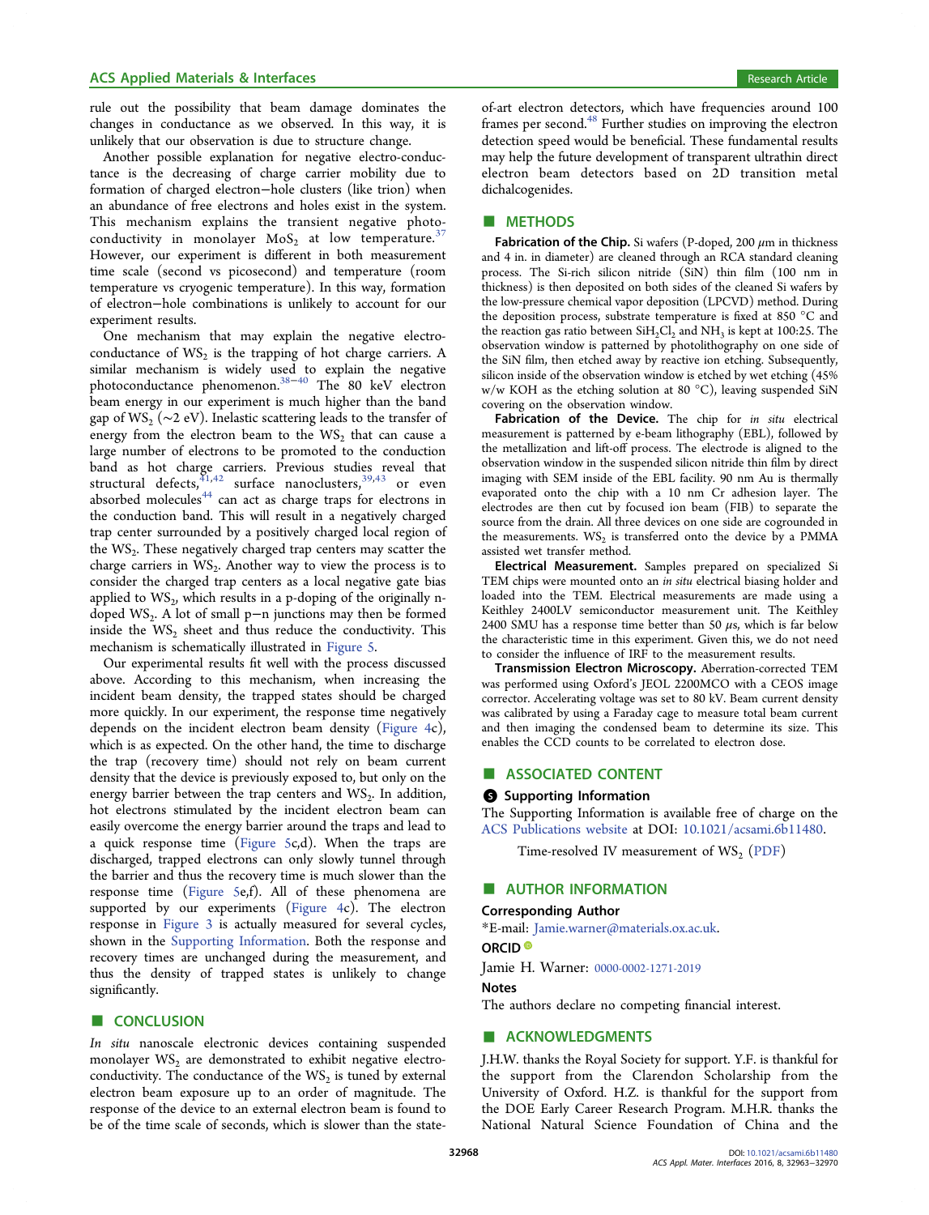rule out the possibility that beam damage dominates the changes in conductance as we observed. In this way, it is unlikely that our observation is due to structure change.

Another possible explanation for negative electro-conductance is the decreasing of charge carrier mobility due to formation of charged electron−hole clusters (like trion) when an abundance of free electrons and holes exist in the system. This mechanism explains the transient negative photo-conductivity in monolayer $MoS_2$ at low temperature.[37] However, our experiment is different in both measurement time scale (second vs picosecond) and temperature (room temperature vs cryogenic temperature). In this way, formation of electron−hole combinations is unlikely to account for our experiment results.

One mechanism that may explain the negative electro-conductance of $WS_2$ is the trapping of hot charge carriers. A similar mechanism is widely used to explain the negative photoconductance phenomenon.[38−40] The 80 keV electron beam energy in our experiment is much higher than the band gap of $WS_2$ (~2 eV). Inelastic scattering leads to the transfer of energy from the electron beam to the $WS_2$ that can cause a large number of electrons to be promoted to the conduction band as hot charge carriers. Previous studies reveal that structural defects,[41,42] surface nanoclusters,[39,43] or even absorbed molecules[44] can act as charge traps for electrons in the conduction band. This will result in a negatively charged trap center surrounded by a positively charged local region of the $WS_2$. These negatively charged trap centers may scatter the charge carriers in $WS_2$. Another way to view the process is to consider the charged trap centers as a local negative gate bias applied to $WS_2$, which results in a p-doping of the originally n-doped $WS_2$. A lot of small p−n junctions may then be formed inside the $WS_2$ sheet and thus reduce the conductivity. This mechanism is schematically illustrated in Figure 5.

Our experimental results fit well with the process discussed above. According to this mechanism, when increasing the incident beam density, the trapped states should be charged more quickly. In our experiment, the response time negatively depends on the incident electron beam density (Figure 4c), which is as expected. On the other hand, the time to discharge the trap (recovery time) should not rely on beam current density that the device is previously exposed to, but only on the energy barrier between the trap centers and $WS_2$. In addition, hot electrons stimulated by the incident electron beam can easily overcome the energy barrier around the traps and lead to a quick response time (Figure 5c,d). When the traps are discharged, trapped electrons can only slowly tunnel through the barrier and thus the recovery time is much slower than the response time (Figure 5e,f). All of these phenomena are supported by our experiments (Figure 4c). The electron response in Figure 3 is actually measured for several cycles, shown in the Supporting Information. Both the response and recovery times are unchanged during the measurement, and thus the density of trapped states is unlikely to change significantly.

## CONCLUSION

*In situ* nanoscale electronic devices containing suspended monolayer $WS_2$ are demonstrated to exhibit negative electro-conductivity. The conductance of the $WS_2$ is tuned by external electron beam exposure up to an order of magnitude. The response of the device to an external electron beam is found to be of the time scale of seconds, which is slower than the state-of-art electron detectors, which have frequencies around 100 frames per second.[48] Further studies on improving the electron detection speed would be beneficial. These fundamental results may help the future development of transparent ultrathin direct electron beam detectors based on 2D transition metal dichalcogenides.

## METHODS

**Fabrication of the Chip.** Si wafers (P-doped, 200 μm in thickness and 4 in. in diameter) are cleaned through an RCA standard cleaning process. The Si-rich silicon nitride (SiN) thin film (100 nm in thickness) is then deposited on both sides of the cleaned Si wafers by the low-pressure chemical vapor deposition (LPCVD) method. During the deposition process, substrate temperature is fixed at 850 °C and the reaction gas ratio between $SiH_2Cl_2$ and $NH_3$ is kept at 100:25. The observation window is patterned by photolithography on one side of the SiN film, then etched away by reactive ion etching. Subsequently, silicon inside of the observation window is etched by wet etching (45% w/w KOH as the etching solution at 80 °C), leaving suspended SiN covering on the observation window.

**Fabrication of the Device.** The chip for *in situ* electrical measurement is patterned by e-beam lithography (EBL), followed by the metallization and lift-off process. The electrode is aligned to the observation window in the suspended silicon nitride thin film by direct imaging with SEM inside of the EBL facility. 90 nm Au is thermally evaporated onto the chip with a 10 nm Cr adhesion layer. The electrodes are then cut by focused ion beam (FIB) to separate the source from the drain. All three devices on one side are cogrounded in the measurements. $WS_2$ is transferred onto the device by a PMMA assisted wet transfer method.

**Electrical Measurement.** Samples prepared on specialized Si TEM chips were mounted onto an *in situ* electrical biasing holder and loaded into the TEM. Electrical measurements are made using a Keithley 2400LV semiconductor measurement unit. The Keithley 2400 SMU has a response time better than 50 μs, which is far below the characteristic time in this experiment. Given this, we do not need to consider the influence of IRF to the measurement results.

**Transmission Electron Microscopy.** Aberration-corrected TEM was performed using Oxford's JEOL 2200MCO with a CEOS image corrector. Accelerating voltage was set to 80 kV. Beam current density was calibrated by using a Faraday cage to measure total beam current and then imaging the condensed beam to determine its size. This enables the CCD counts to be correlated to electron dose.

## ASSOCIATED CONTENT

### Supporting Information

The Supporting Information is available free of charge on the ACS Publications website at DOI: 10.1021/acsami.6b11480.

Time-resolved IV measurement of $WS_2$ (PDF)

## AUTHOR INFORMATION

### Corresponding Author

*E-mail: Jamie.warner@materials.ox.ac.uk.

### ORCID

Jamie H. Warner: 0000-0002-1271-2019

### Notes

The authors declare no competing financial interest.

## ACKNOWLEDGMENTS

J.H.W. thanks the Royal Society for support. Y.F. is thankful for the support from the Clarendon Scholarship from the University of Oxford. H.Z. is thankful for the support from the DOE Early Career Research Program. M.H.R. thanks the National Natural Science Foundation of China and the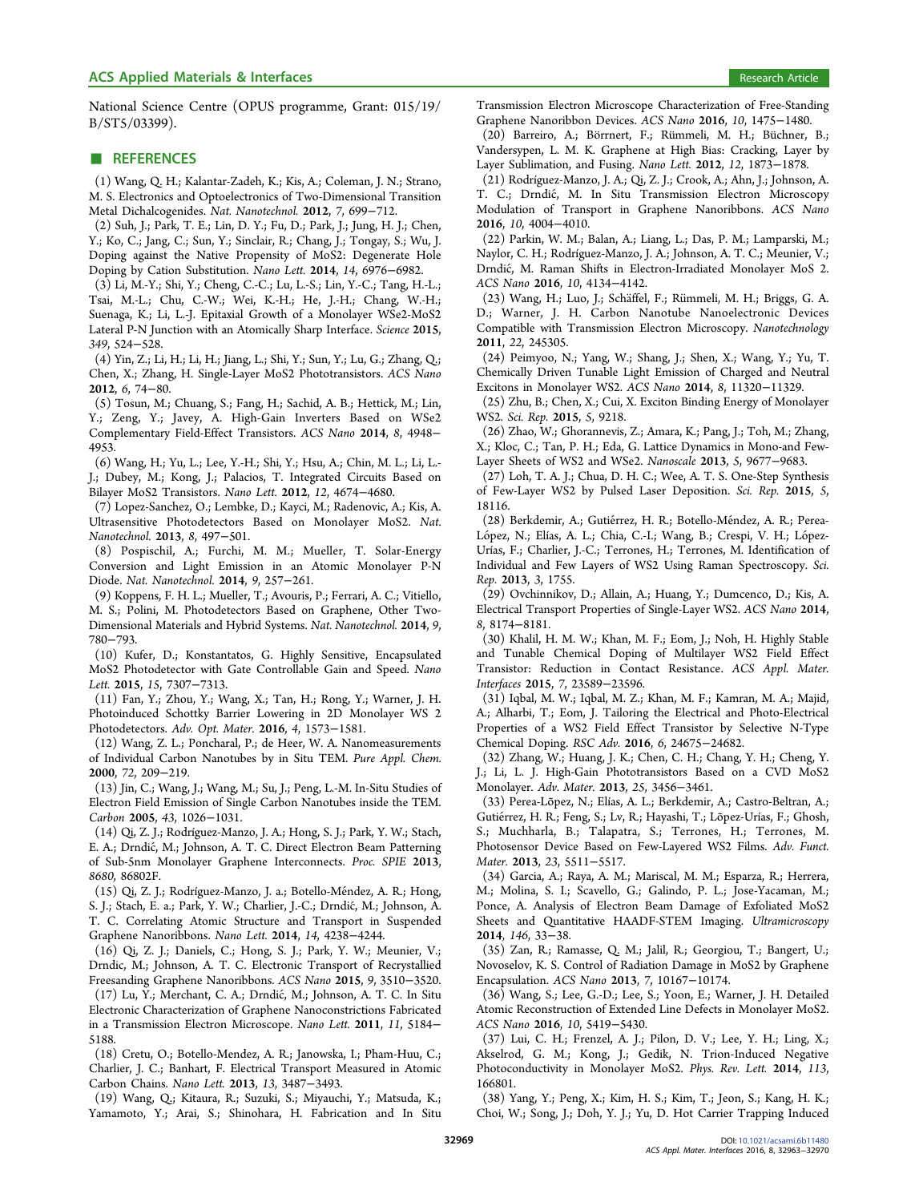National Science Centre (OPUS programme, Grant: 015/19/B/ST5/03399).

## ■ REFERENCES

(1) Wang, Q. H.; Kalantar-Zadeh, K.; Kis, A.; Coleman, J. N.; Strano, M. S. Electronics and Optoelectronics of Two-Dimensional Transition Metal Dichalcogenides. *Nat. Nanotechnol.* **2012**, *7*, 699−712.

(2) Suh, J.; Park, T. E.; Lin, D. Y.; Fu, D.; Park, J.; Jung, H. J.; Chen, Y.; Ko, C.; Jang, C.; Sun, Y.; Sinclair, R.; Chang, J.; Tongay, S.; Wu, J. Doping against the Native Propensity of MoS2: Degenerate Hole Doping by Cation Substitution. *Nano Lett.* **2014**, *14*, 6976−6982.

(3) Li, M.-Y.; Shi, Y.; Cheng, C.-C.; Lu, L.-S.; Lin, Y.-C.; Tang, H.-L.; Tsai, M.-L.; Chu, C.-W.; Wei, K.-H.; He, J.-H.; Chang, W.-H.; Suenaga, K.; Li, L.-J. Epitaxial Growth of a Monolayer WSe2-MoS2 Lateral P-N Junction with an Atomically Sharp Interface. *Science* **2015**, *349*, 524−528.

(4) Yin, Z.; Li, H.; Li, H.; Jiang, L.; Shi, Y.; Sun, Y.; Lu, G.; Zhang, Q.; Chen, X.; Zhang, H. Single-Layer MoS2 Phototransistors. *ACS Nano* **2012**, *6*, 74−80.

(5) Tosun, M.; Chuang, S.; Fang, H.; Sachid, A. B.; Hettick, M.; Lin, Y.; Zeng, Y.; Javey, A. High-Gain Inverters Based on WSe2 Complementary Field-Effect Transistors. *ACS Nano* **2014**, *8*, 4948−4953.

(6) Wang, H.; Yu, L.; Lee, Y.-H.; Shi, Y.; Hsu, A.; Chin, M. L.; Li, L.-J.; Dubey, M.; Kong, J.; Palacios, T. Integrated Circuits Based on Bilayer MoS2 Transistors. *Nano Lett.* **2012**, *12*, 4674−4680.

(7) Lopez-Sanchez, O.; Lembke, D.; Kayci, M.; Radenovic, A.; Kis, A. Ultrasensitive Photodetectors Based on Monolayer MoS2. *Nat. Nanotechnol.* **2013**, *8*, 497−501.

(8) Pospischil, A.; Furchi, M. M.; Mueller, T. Solar-Energy Conversion and Light Emission in an Atomic Monolayer P-N Diode. *Nat. Nanotechnol.* **2014**, *9*, 257−261.

(9) Koppens, F. H. L.; Mueller, T.; Avouris, P.; Ferrari, A. C.; Vitiello, M. S.; Polini, M. Photodetectors Based on Graphene, Other Two-Dimensional Materials and Hybrid Systems. *Nat. Nanotechnol.* **2014**, *9*, 780−793.

(10) Kufer, D.; Konstantatos, G. Highly Sensitive, Encapsulated MoS2 Photodetector with Gate Controllable Gain and Speed. *Nano Lett.* **2015**, *15*, 7307−7313.

(11) Fan, Y.; Zhou, Y.; Wang, X.; Tan, H.; Rong, Y.; Warner, J. H. Photoinduced Schottky Barrier Lowering in 2D Monolayer WS 2 Photodetectors. *Adv. Opt. Mater.* **2016**, *4*, 1573−1581.

(12) Wang, Z. L.; Poncharal, P.; de Heer, W. A. Nanomeasurements of Individual Carbon Nanotubes by in Situ TEM. *Pure Appl. Chem.* **2000**, *72*, 209−219.

(13) Jin, C.; Wang, J.; Wang, M.; Su, J.; Peng, L.-M. In-Situ Studies of Electron Field Emission of Single Carbon Nanotubes inside the TEM. *Carbon* **2005**, *43*, 1026−1031.

(14) Qi, Z. J.; Rodríguez-Manzo, J. A.; Hong, S. J.; Park, Y. W.; Stach, E. A.; Drndić, M.; Johnson, A. T. C. Direct Electron Beam Patterning of Sub-5nm Monolayer Graphene Interconnects. *Proc. SPIE* **2013**, *8680*, 86802F.

(15) Qi, Z. J.; Rodríguez-Manzo, J. a.; Botello-Méndez, A. R.; Hong, S. J.; Stach, E. a.; Park, Y. W.; Charlier, J.-C.; Drndić, M.; Johnson, A. T. C. Correlating Atomic Structure and Transport in Suspended Graphene Nanoribbons. *Nano Lett.* **2014**, *14*, 4238−4244.

(16) Qi, Z. J.; Daniels, C.; Hong, S. J.; Park, Y. W.; Meunier, V.; Drndic, M.; Johnson, A. T. C. Electronic Transport of Recrystallied Freesanding Graphene Nanoribbons. *ACS Nano* **2015**, *9*, 3510−3520.

(17) Lu, Y.; Merchant, C. A.; Drndić, M.; Johnson, A. T. C. In Situ Electronic Characterization of Graphene Nanoconstrictions Fabricated in a Transmission Electron Microscope. *Nano Lett.* **2011**, *11*, 5184−5188.

(18) Cretu, O.; Botello-Mendez, A. R.; Janowska, I.; Pham-Huu, C.; Charlier, J. C.; Banhart, F. Electrical Transport Measured in Atomic Carbon Chains. *Nano Lett.* **2013**, *13*, 3487−3493.

(19) Wang, Q.; Kitaura, R.; Suzuki, S.; Miyauchi, Y.; Matsuda, K.; Yamamoto, Y.; Arai, S.; Shinohara, H. Fabrication and In Situ Transmission Electron Microscope Characterization of Free-Standing Graphene Nanoribbon Devices. *ACS Nano* **2016**, *10*, 1475−1480.

(20) Barreiro, A.; Börrnert, F.; Rümmeli, M. H.; Büchner, B.; Vandersypen, L. M. K. Graphene at High Bias: Cracking, Layer by Layer Sublimation, and Fusing. *Nano Lett.* **2012**, *12*, 1873−1878.

(21) Rodríguez-Manzo, J. A.; Qi, Z. J.; Crook, A.; Ahn, J.; Johnson, A. T. C.; Drndić, M. In Situ Transmission Electron Microscopy Modulation of Transport in Graphene Nanoribbons. *ACS Nano* **2016**, *10*, 4004−4010.

(22) Parkin, W. M.; Balan, A.; Liang, L.; Das, P. M.; Lamparski, M.; Naylor, C. H.; Rodríguez-Manzo, J. A.; Johnson, A. T. C.; Meunier, V.; Drndić, M. Raman Shifts in Electron-Irradiated Monolayer MoS 2. *ACS Nano* **2016**, *10*, 4134−4142.

(23) Wang, H.; Luo, J.; Schäffel, F.; Rümmeli, M. H.; Briggs, G. A. D.; Warner, J. H. Carbon Nanotube Nanoelectronic Devices Compatible with Transmission Electron Microscopy. *Nanotechnology* **2011**, *22*, 245305.

(24) Peimyoo, N.; Yang, W.; Shang, J.; Shen, X.; Wang, Y.; Yu, T. Chemically Driven Tunable Light Emission of Charged and Neutral Excitons in Monolayer WS2. *ACS Nano* **2014**, *8*, 11320−11329.

(25) Zhu, B.; Chen, X.; Cui, X. Exciton Binding Energy of Monolayer WS2. *Sci. Rep.* **2015**, *5*, 9218.

(26) Zhao, W.; Ghorannevis, Z.; Amara, K.; Pang, J.; Toh, M.; Zhang, X.; Kloc, C.; Tan, P. H.; Eda, G. Lattice Dynamics in Mono-and Few-Layer Sheets of WS2 and WSe2. *Nanoscale* **2013**, *5*, 9677−9683.

(27) Loh, T. A. J.; Chua, D. H. C.; Wee, A. T. S. One-Step Synthesis of Few-Layer WS2 by Pulsed Laser Deposition. *Sci. Rep.* **2015**, *5*, 18116.

(28) Berkdemir, A.; Gutiérrez, H. R.; Botello-Méndez, A. R.; Perea-López, N.; Elías, A. L.; Chia, C.-I.; Wang, B.; Crespi, V. H.; López-Urías, F.; Charlier, J.-C.; Terrones, H.; Terrones, M. Identification of Individual and Few Layers of WS2 Using Raman Spectroscopy. *Sci. Rep.* **2013**, *3*, 1755.

(29) Ovchinnikov, D.; Allain, A.; Huang, Y.; Dumcenco, D.; Kis, A. Electrical Transport Properties of Single-Layer WS2. *ACS Nano* **2014**, *8*, 8174−8181.

(30) Khalil, H. M. W.; Khan, M. F.; Eom, J.; Noh, H. Highly Stable and Tunable Chemical Doping of Multilayer WS2 Field Effect Transistor: Reduction in Contact Resistance. *ACS Appl. Mater. Interfaces* **2015**, *7*, 23589−23596.

(31) Iqbal, M. W.; Iqbal, M. Z.; Khan, M. F.; Kamran, M. A.; Majid, A.; Alharbi, T.; Eom, J. Tailoring the Electrical and Photo-Electrical Properties of a WS2 Field Effect Transistor by Selective N-Type Chemical Doping. *RSC Adv.* **2016**, *6*, 24675−24682.

(32) Zhang, W.; Huang, J. K.; Chen, C. H.; Chang, Y. H.; Cheng, Y. J.; Li, L. J. High-Gain Phototransistors Based on a CVD MoS2 Monolayer. *Adv. Mater.* **2013**, *25*, 3456−3461.

(33) Perea-Lõpez, N.; Elías, A. L.; Berkdemir, A.; Castro-Beltran, A.; Gutiérrez, H. R.; Feng, S.; Lv, R.; Hayashi, T.; Lõpez-Urías, F.; Ghosh, S.; Muchharla, B.; Talapatra, S.; Terrones, H.; Terrones, M. Photosensor Device Based on Few-Layered WS2 Films. *Adv. Funct. Mater.* **2013**, *23*, 5511−5517.

(34) Garcia, A.; Raya, A. M.; Mariscal, M. M.; Esparza, R.; Herrera, M.; Molina, S. I.; Scavello, G.; Galindo, P. L.; Jose-Yacaman, M.; Ponce, A. Analysis of Electron Beam Damage of Exfoliated MoS2 Sheets and Quantitative HAADF-STEM Imaging. *Ultramicroscopy* **2014**, *146*, 33−38.

(35) Zan, R.; Ramasse, Q. M.; Jalil, R.; Georgiou, T.; Bangert, U.; Novoselov, K. S. Control of Radiation Damage in MoS2 by Graphene Encapsulation. *ACS Nano* **2013**, *7*, 10167−10174.

(36) Wang, S.; Lee, G.-D.; Lee, S.; Yoon, E.; Warner, J. H. Detailed Atomic Reconstruction of Extended Line Defects in Monolayer MoS2. *ACS Nano* **2016**, *10*, 5419−5430.

(37) Lui, C. H.; Frenzel, A. J.; Pilon, D. V.; Lee, Y. H.; Ling, X.; Akselrod, G. M.; Kong, J.; Gedik, N. Trion-Induced Negative Photoconductivity in Monolayer MoS2. *Phys. Rev. Lett.* **2014**, *113*, 166801.

(38) Yang, Y.; Peng, X.; Kim, H. S.; Kim, T.; Jeon, S.; Kang, H. K.; Choi, W.; Song, J.; Doh, Y. J.; Yu, D. Hot Carrier Trapping Induced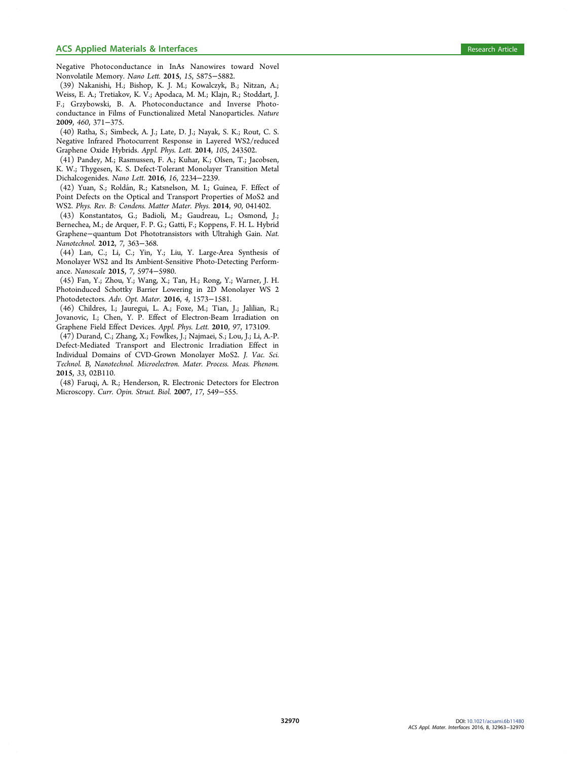Negative Photoconductance in InAs Nanowires toward Novel Nonvolatile Memory. *Nano Lett.* **2015**, *15*, 5875−5882.

(39) Nakanishi, H.; Bishop, K. J. M.; Kowalczyk, B.; Nitzan, A.; Weiss, E. A.; Tretiakov, K. V.; Apodaca, M. M.; Klajn, R.; Stoddart, J. F.; Grzybowski, B. A. Photoconductance and Inverse Photoconductance in Films of Functionalized Metal Nanoparticles. *Nature* **2009**, *460*, 371−375.

(40) Ratha, S.; Simbeck, A. J.; Late, D. J.; Nayak, S. K.; Rout, C. S. Negative Infrared Photocurrent Response in Layered WS2/reduced Graphene Oxide Hybrids. *Appl. Phys. Lett.* **2014**, *105*, 243502.

(41) Pandey, M.; Rasmussen, F. A.; Kuhar, K.; Olsen, T.; Jacobsen, K. W.; Thygesen, K. S. Defect-Tolerant Monolayer Transition Metal Dichalcogenides. *Nano Lett.* **2016**, *16*, 2234−2239.

(42) Yuan, S.; Roldán, R.; Katsnelson, M. I.; Guinea, F. Effect of Point Defects on the Optical and Transport Properties of MoS2 and WS2. *Phys. Rev. B: Condens. Matter Mater. Phys.* **2014**, *90*, 041402.

(43) Konstantatos, G.; Badioli, M.; Gaudreau, L.; Osmond, J.; Bernechea, M.; de Arquer, F. P. G.; Gatti, F.; Koppens, F. H. L. Hybrid Graphene−quantum Dot Phototransistors with Ultrahigh Gain. *Nat. Nanotechnol.* **2012**, *7*, 363−368.

(44) Lan, C.; Li, C.; Yin, Y.; Liu, Y. Large-Area Synthesis of Monolayer WS2 and Its Ambient-Sensitive Photo-Detecting Performance. *Nanoscale* **2015**, *7*, 5974−5980.

(45) Fan, Y.; Zhou, Y.; Wang, X.; Tan, H.; Rong, Y.; Warner, J. H. Photoinduced Schottky Barrier Lowering in 2D Monolayer WS 2 Photodetectors. *Adv. Opt. Mater.* **2016**, *4*, 1573−1581.

(46) Childres, I.; Jauregui, L. A.; Foxe, M.; Tian, J.; Jalilian, R.; Jovanovic, I.; Chen, Y. P. Effect of Electron-Beam Irradiation on Graphene Field Effect Devices. *Appl. Phys. Lett.* **2010**, *97*, 173109.

(47) Durand, C.; Zhang, X.; Fowlkes, J.; Najmaei, S.; Lou, J.; Li, A.-P. Defect-Mediated Transport and Electronic Irradiation Effect in Individual Domains of CVD-Grown Monolayer MoS2. *J. Vac. Sci. Technol. B, Nanotechnol. Microelectron. Mater. Process. Meas. Phenom.* **2015**, *33*, 02B110.

(48) Faruqi, A. R.; Henderson, R. Electronic Detectors for Electron Microscopy. *Curr. Opin. Struct. Biol.* **2007**, *17*, 549−555.